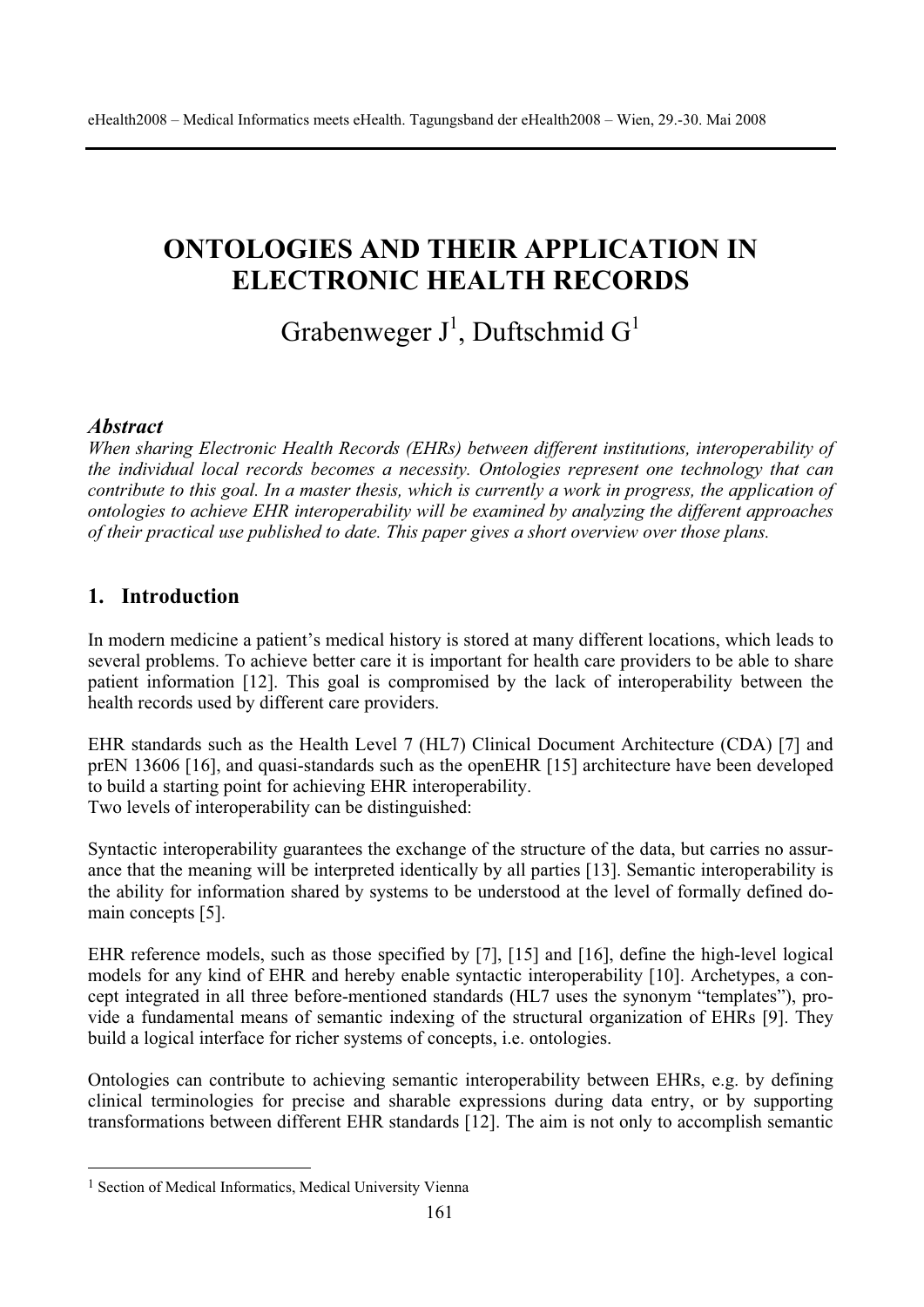# ONTOLOGIES AND THEIR APPLICATION IN ELECTRONIC HEALTH RECORDS

Grabenweger J[1], Duftschmid G[1]

### *Abstract*

*When sharing Electronic Health Records (EHRs) between different institutions, interoperability of the individual local records becomes a necessity. Ontologies represent one technology that can contribute to this goal. In a master thesis, which is currently a work in progress, the application of ontologies to achieve EHR interoperability will be examined by analyzing the different approaches of their practical use published to date. This paper gives a short overview over those plans.*

## 1. Introduction

In modern medicine a patient's medical history is stored at many different locations, which leads to several problems. To achieve better care it is important for health care providers to be able to share patient information [12]. This goal is compromised by the lack of interoperability between the health records used by different care providers.

EHR standards such as the Health Level 7 (HL7) Clinical Document Architecture (CDA) [7] and prEN 13606 [16], and quasi-standards such as the openEHR [15] architecture have been developed to build a starting point for achieving EHR interoperability.
Two levels of interoperability can be distinguished:

Syntactic interoperability guarantees the exchange of the structure of the data, but carries no assurance that the meaning will be interpreted identically by all parties [13]. Semantic interoperability is the ability for information shared by systems to be understood at the level of formally defined domain concepts [5].

EHR reference models, such as those specified by [7], [15] and [16], define the high-level logical models for any kind of EHR and hereby enable syntactic interoperability [10]. Archetypes, a concept integrated in all three before-mentioned standards (HL7 uses the synonym "templates"), provide a fundamental means of semantic indexing of the structural organization of EHRs [9]. They build a logical interface for richer systems of concepts, i.e. ontologies.

Ontologies can contribute to achieving semantic interoperability between EHRs, e.g. by defining clinical terminologies for precise and sharable expressions during data entry, or by supporting transformations between different EHR standards [12]. The aim is not only to accomplish semantic

[1] Section of Medical Informatics, Medical University Vienna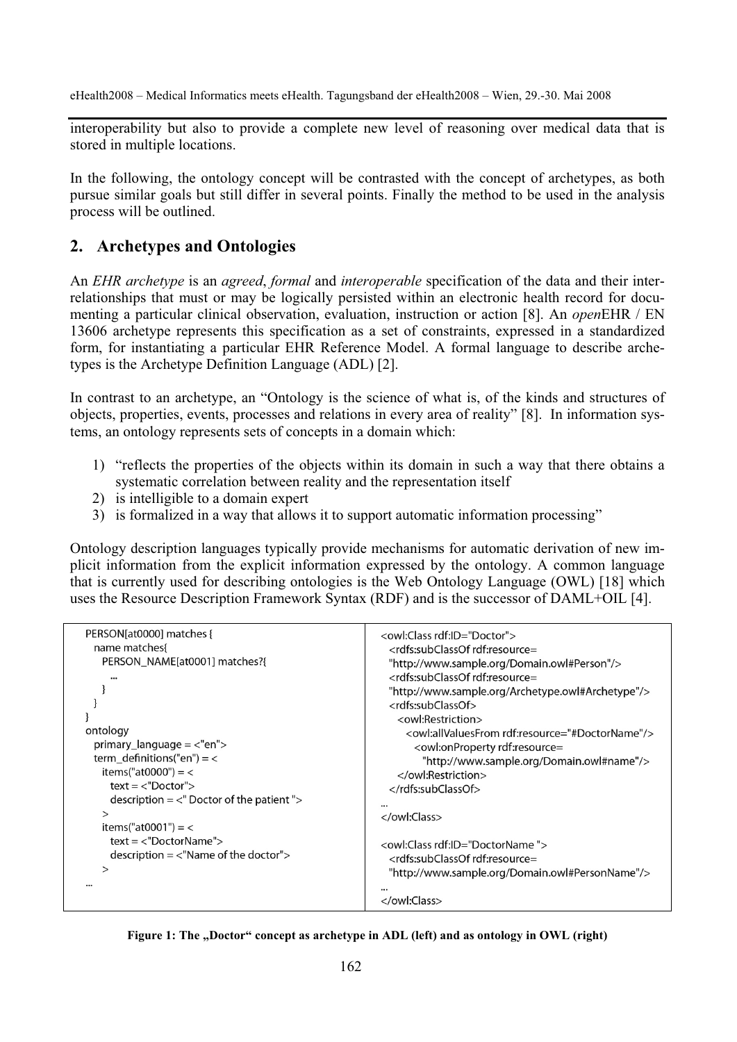interoperability but also to provide a complete new level of reasoning over medical data that is stored in multiple locations.

In the following, the ontology concept will be contrasted with the concept of archetypes, as both pursue similar goals but still differ in several points. Finally the method to be used in the analysis process will be outlined.

## 2. Archetypes and Ontologies

An *EHR archetype* is an *agreed*, *formal* and *interoperable* specification of the data and their interrelationships that must or may be logically persisted within an electronic health record for documenting a particular clinical observation, evaluation, instruction or action [8]. An *open*EHR / EN 13606 archetype represents this specification as a set of constraints, expressed in a standardized form, for instantiating a particular EHR Reference Model. A formal language to describe archetypes is the Archetype Definition Language (ADL) [2].

In contrast to an archetype, an "Ontology is the science of what is, of the kinds and structures of objects, properties, events, processes and relations in every area of reality" [8]. In information systems, an ontology represents sets of concepts in a domain which:

1) "reflects the properties of the objects within its domain in such a way that there obtains a systematic correlation between reality and the representation itself
2) is intelligible to a domain expert
3) is formalized in a way that allows it to support automatic information processing"

Ontology description languages typically provide mechanisms for automatic derivation of new implicit information from the explicit information expressed by the ontology. A common language that is currently used for describing ontologies is the Web Ontology Language (OWL) [18] which uses the Resource Description Framework Syntax (RDF) and is the successor of DAML+OIL [4].

```
PERSON[at0000] matches {
  name matches{
    PERSON_NAME[at0001] matches?{
      ...
    }
  }
}
ontology
  primary_language = <"en">
  term_definitions("en") = <
    items("at0000") = <
      text = <"Doctor">
      description = <" Doctor of the patient ">
    >
    items("at0001") = <
      text = <"DoctorName">
      description = <"Name of the doctor">
    >
...
```

```
<owl:Class rdf:ID="Doctor">
  <rdfs:subClassOf rdf:resource=
  "http://www.sample.org/Domain.owl#Person"/>
  <rdfs:subClassOf rdf:resource=
  "http://www.sample.org/Archetype.owl#Archetype"/>
  <rdfs:subClassOf>
    <owl:Restriction>
      <owl:allValuesFrom rdf:resource="#DoctorName"/>
        <owl:onProperty rdf:resource=
          "http://www.sample.org/Domain.owl#name"/>
    </owl:Restriction>
  </rdfs:subClassOf>
...
</owl:Class>

<owl:Class rdf:ID="DoctorName ">
  <rdfs:subClassOf rdf:resource=
  "http://www.sample.org/Domain.owl#PersonName"/>
...
</owl:Class>
```

**Figure 1: The „Doctor" concept as archetype in ADL (left) and as ontology in OWL (right)**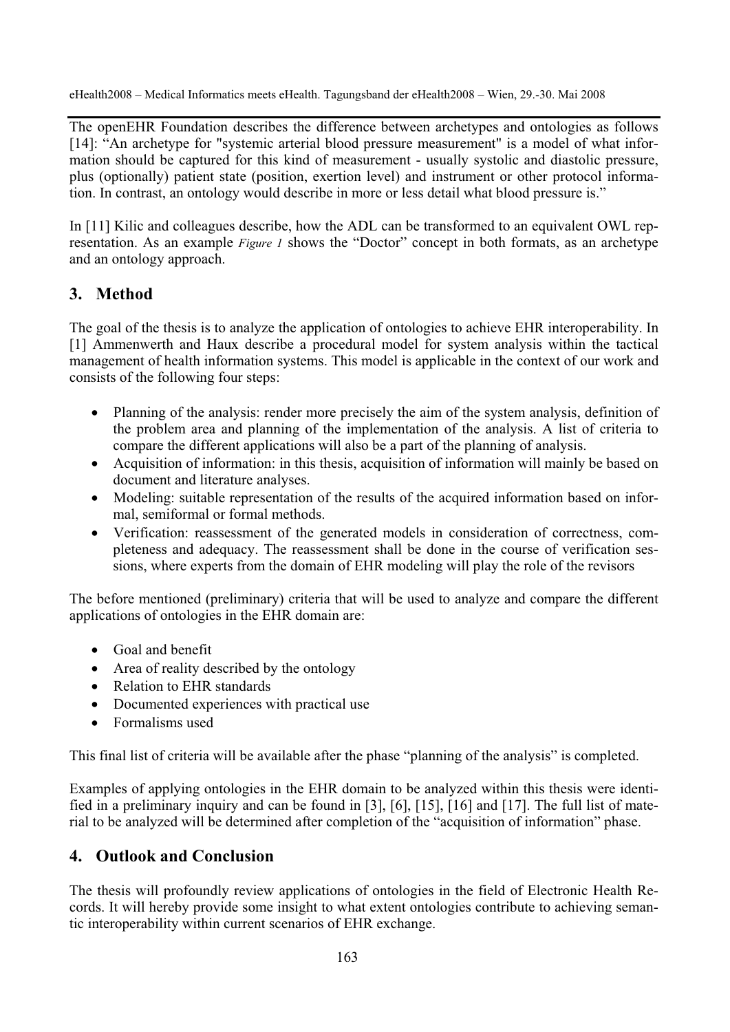The openEHR Foundation describes the difference between archetypes and ontologies as follows [14]: "An archetype for "systemic arterial blood pressure measurement" is a model of what information should be captured for this kind of measurement - usually systolic and diastolic pressure, plus (optionally) patient state (position, exertion level) and instrument or other protocol information. In contrast, an ontology would describe in more or less detail what blood pressure is."

In [11] Kilic and colleagues describe, how the ADL can be transformed to an equivalent OWL representation. As an example *Figure 1* shows the "Doctor" concept in both formats, as an archetype and an ontology approach.

## 3. Method

The goal of the thesis is to analyze the application of ontologies to achieve EHR interoperability. In [1] Ammenwerth and Haux describe a procedural model for system analysis within the tactical management of health information systems. This model is applicable in the context of our work and consists of the following four steps:

- Planning of the analysis: render more precisely the aim of the system analysis, definition of the problem area and planning of the implementation of the analysis. A list of criteria to compare the different applications will also be a part of the planning of analysis.
- Acquisition of information: in this thesis, acquisition of information will mainly be based on document and literature analyses.
- Modeling: suitable representation of the results of the acquired information based on informal, semiformal or formal methods.
- Verification: reassessment of the generated models in consideration of correctness, completeness and adequacy. The reassessment shall be done in the course of verification sessions, where experts from the domain of EHR modeling will play the role of the revisors

The before mentioned (preliminary) criteria that will be used to analyze and compare the different applications of ontologies in the EHR domain are:

- Goal and benefit
- Area of reality described by the ontology
- Relation to EHR standards
- Documented experiences with practical use
- Formalisms used

This final list of criteria will be available after the phase "planning of the analysis" is completed.

Examples of applying ontologies in the EHR domain to be analyzed within this thesis were identified in a preliminary inquiry and can be found in [3], [6], [15], [16] and [17]. The full list of material to be analyzed will be determined after completion of the "acquisition of information" phase.

## 4. Outlook and Conclusion

The thesis will profoundly review applications of ontologies in the field of Electronic Health Records. It will hereby provide some insight to what extent ontologies contribute to achieving semantic interoperability within current scenarios of EHR exchange.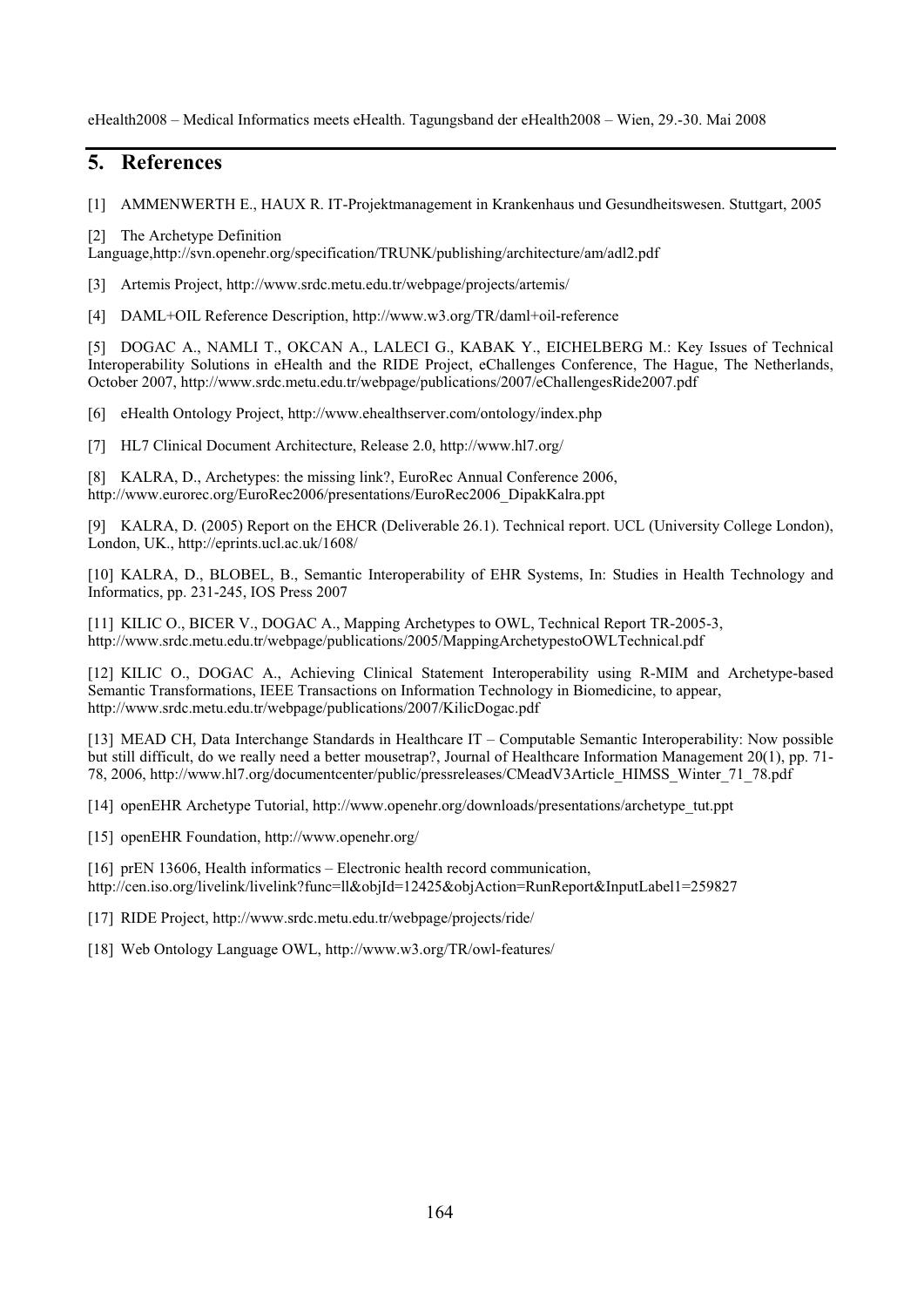## 5. References

[1] AMMENWERTH E., HAUX R. IT-Projektmanagement in Krankenhaus und Gesundheitswesen. Stuttgart, 2005

[2] The Archetype Definition Language,http://svn.openehr.org/specification/TRUNK/publishing/architecture/am/adl2.pdf

[3] Artemis Project, http://www.srdc.metu.edu.tr/webpage/projects/artemis/

[4] DAML+OIL Reference Description, http://www.w3.org/TR/daml+oil-reference

[5] DOGAC A., NAMLI T., OKCAN A., LALECI G., KABAK Y., EICHELBERG M.: Key Issues of Technical Interoperability Solutions in eHealth and the RIDE Project, eChallenges Conference, The Hague, The Netherlands, October 2007, http://www.srdc.metu.edu.tr/webpage/publications/2007/eChallengesRide2007.pdf

[6] eHealth Ontology Project, http://www.ehealthserver.com/ontology/index.php

[7] HL7 Clinical Document Architecture, Release 2.0, http://www.hl7.org/

[8] KALRA, D., Archetypes: the missing link?, EuroRec Annual Conference 2006, http://www.eurorec.org/EuroRec2006/presentations/EuroRec2006_DipakKalra.ppt

[9] KALRA, D. (2005) Report on the EHCR (Deliverable 26.1). Technical report. UCL (University College London), London, UK., http://eprints.ucl.ac.uk/1608/

[10] KALRA, D., BLOBEL, B., Semantic Interoperability of EHR Systems, In: Studies in Health Technology and Informatics, pp. 231-245, IOS Press 2007

[11] KILIC O., BICER V., DOGAC A., Mapping Archetypes to OWL, Technical Report TR-2005-3, http://www.srdc.metu.edu.tr/webpage/publications/2005/MappingArchetypestoOWLTechnical.pdf

[12] KILIC O., DOGAC A., Achieving Clinical Statement Interoperability using R-MIM and Archetype-based Semantic Transformations, IEEE Transactions on Information Technology in Biomedicine, to appear, http://www.srdc.metu.edu.tr/webpage/publications/2007/KilicDogac.pdf

[13] MEAD CH, Data Interchange Standards in Healthcare IT – Computable Semantic Interoperability: Now possible but still difficult, do we really need a better mousetrap?, Journal of Healthcare Information Management 20(1), pp. 71-78, 2006, http://www.hl7.org/documentcenter/public/pressreleases/CMeadV3Article_HIMSS_Winter_71_78.pdf

[14] openEHR Archetype Tutorial, http://www.openehr.org/downloads/presentations/archetype_tut.ppt

[15] openEHR Foundation, http://www.openehr.org/

[16] prEN 13606, Health informatics – Electronic health record communication, http://cen.iso.org/livelink/livelink?func=ll&objId=12425&objAction=RunReport&InputLabel1=259827

[17] RIDE Project, http://www.srdc.metu.edu.tr/webpage/projects/ride/

[18] Web Ontology Language OWL, http://www.w3.org/TR/owl-features/